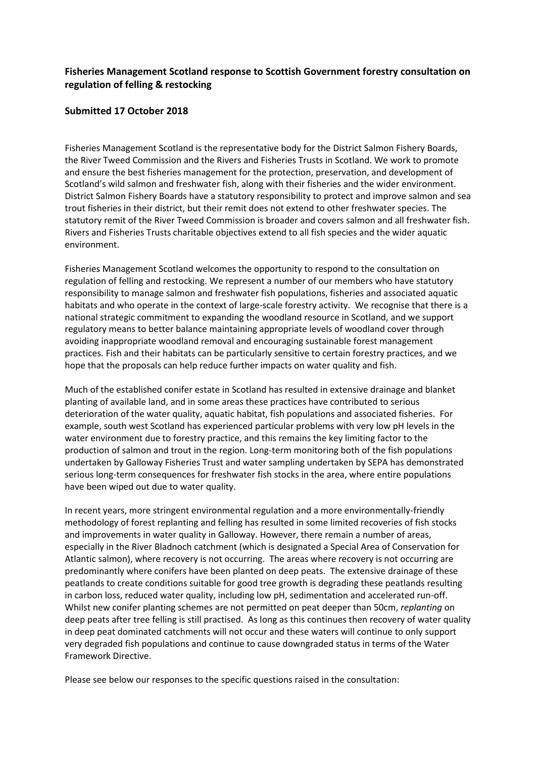**Fisheries Management Scotland response to Scottish Government forestry consultation on regulation of felling & restocking**

**Submitted 17 October 2018**

Fisheries Management Scotland is the representative body for the District Salmon Fishery Boards, the River Tweed Commission and the Rivers and Fisheries Trusts in Scotland. We work to promote and ensure the best fisheries management for the protection, preservation, and development of Scotland's wild salmon and freshwater fish, along with their fisheries and the wider environment. District Salmon Fishery Boards have a statutory responsibility to protect and improve salmon and sea trout fisheries in their district, but their remit does not extend to other freshwater species. The statutory remit of the River Tweed Commission is broader and covers salmon and all freshwater fish. Rivers and Fisheries Trusts charitable objectives extend to all fish species and the wider aquatic environment.

Fisheries Management Scotland welcomes the opportunity to respond to the consultation on regulation of felling and restocking. We represent a number of our members who have statutory responsibility to manage salmon and freshwater fish populations, fisheries and associated aquatic habitats and who operate in the context of large-scale forestry activity. We recognise that there is a national strategic commitment to expanding the woodland resource in Scotland, and we support regulatory means to better balance maintaining appropriate levels of woodland cover through avoiding inappropriate woodland removal and encouraging sustainable forest management practices. Fish and their habitats can be particularly sensitive to certain forestry practices, and we hope that the proposals can help reduce further impacts on water quality and fish.

Much of the established conifer estate in Scotland has resulted in extensive drainage and blanket planting of available land, and in some areas these practices have contributed to serious deterioration of the water quality, aquatic habitat, fish populations and associated fisheries. For example, south west Scotland has experienced particular problems with very low pH levels in the water environment due to forestry practice, and this remains the key limiting factor to the production of salmon and trout in the region. Long-term monitoring both of the fish populations undertaken by Galloway Fisheries Trust and water sampling undertaken by SEPA has demonstrated serious long-term consequences for freshwater fish stocks in the area, where entire populations have been wiped out due to water quality.

In recent years, more stringent environmental regulation and a more environmentally-friendly methodology of forest replanting and felling has resulted in some limited recoveries of fish stocks and improvements in water quality in Galloway. However, there remain a number of areas, especially in the River Bladnoch catchment (which is designated a Special Area of Conservation for Atlantic salmon), where recovery is not occurring. The areas where recovery is not occurring are predominantly where conifers have been planted on deep peats. The extensive drainage of these peatlands to create conditions suitable for good tree growth is degrading these peatlands resulting in carbon loss, reduced water quality, including low pH, sedimentation and accelerated run-off. Whilst new conifer planting schemes are not permitted on peat deeper than 50cm, *replanting* on deep peats after tree felling is still practised. As long as this continues then recovery of water quality in deep peat dominated catchments will not occur and these waters will continue to only support very degraded fish populations and continue to cause downgraded status in terms of the Water Framework Directive.

Please see below our responses to the specific questions raised in the consultation: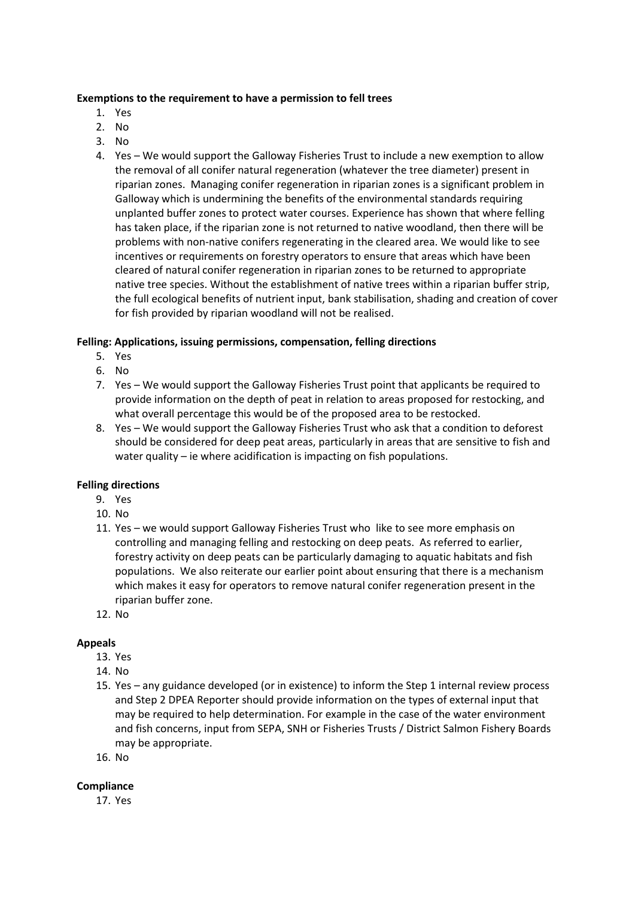**Exemptions to the requirement to have a permission to fell trees**

1. Yes
2. No
3. No
4. Yes – We would support the Galloway Fisheries Trust to include a new exemption to allow the removal of all conifer natural regeneration (whatever the tree diameter) present in riparian zones. Managing conifer regeneration in riparian zones is a significant problem in Galloway which is undermining the benefits of the environmental standards requiring unplanted buffer zones to protect water courses. Experience has shown that where felling has taken place, if the riparian zone is not returned to native woodland, then there will be problems with non-native conifers regenerating in the cleared area. We would like to see incentives or requirements on forestry operators to ensure that areas which have been cleared of natural conifer regeneration in riparian zones to be returned to appropriate native tree species. Without the establishment of native trees within a riparian buffer strip, the full ecological benefits of nutrient input, bank stabilisation, shading and creation of cover for fish provided by riparian woodland will not be realised.

**Felling: Applications, issuing permissions, compensation, felling directions**

5. Yes
6. No
7. Yes – We would support the Galloway Fisheries Trust point that applicants be required to provide information on the depth of peat in relation to areas proposed for restocking, and what overall percentage this would be of the proposed area to be restocked.
8. Yes – We would support the Galloway Fisheries Trust who ask that a condition to deforest should be considered for deep peat areas, particularly in areas that are sensitive to fish and water quality – ie where acidification is impacting on fish populations.

**Felling directions**

9. Yes
10. No
11. Yes – we would support Galloway Fisheries Trust who like to see more emphasis on controlling and managing felling and restocking on deep peats. As referred to earlier, forestry activity on deep peats can be particularly damaging to aquatic habitats and fish populations. We also reiterate our earlier point about ensuring that there is a mechanism which makes it easy for operators to remove natural conifer regeneration present in the riparian buffer zone.
12. No

**Appeals**

13. Yes
14. No
15. Yes – any guidance developed (or in existence) to inform the Step 1 internal review process and Step 2 DPEA Reporter should provide information on the types of external input that may be required to help determination. For example in the case of the water environment and fish concerns, input from SEPA, SNH or Fisheries Trusts / District Salmon Fishery Boards may be appropriate.
16. No

**Compliance**

17. Yes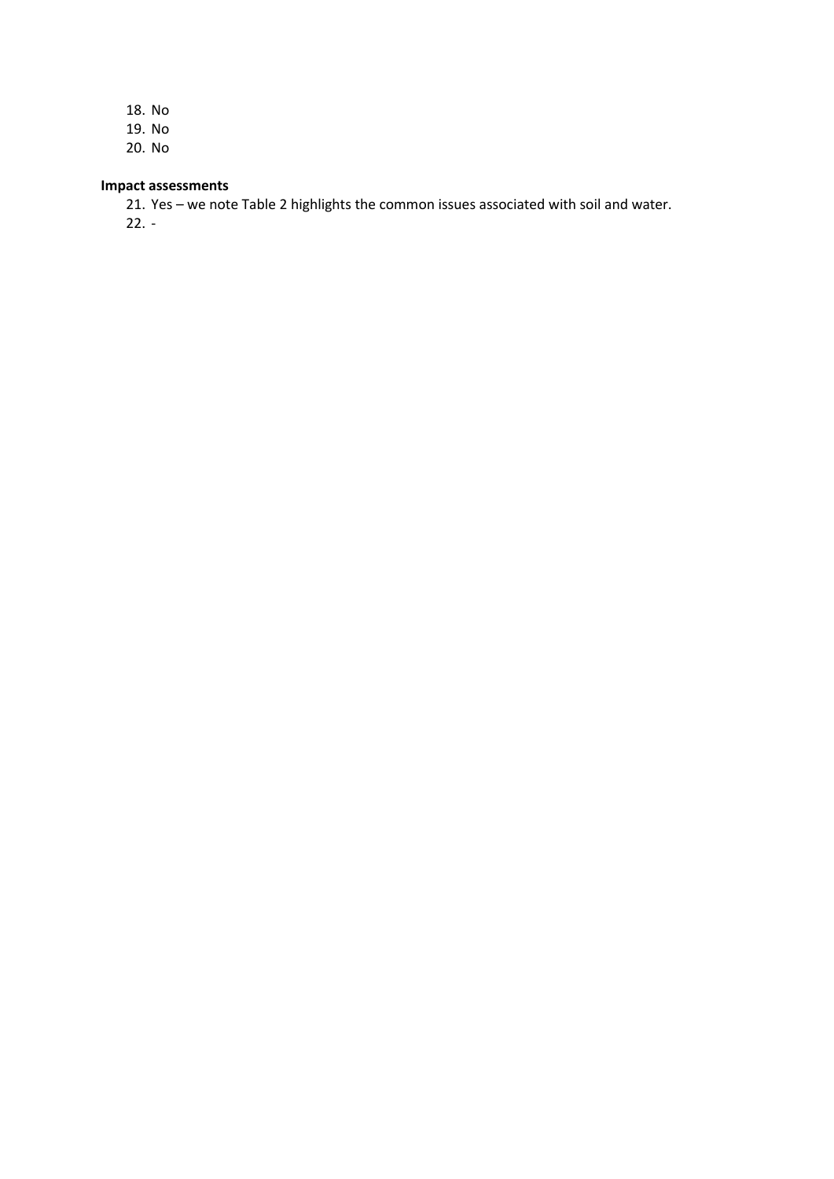18. No
19. No
20. No

**Impact assessments**

21. Yes – we note Table 2 highlights the common issues associated with soil and water.
22. -